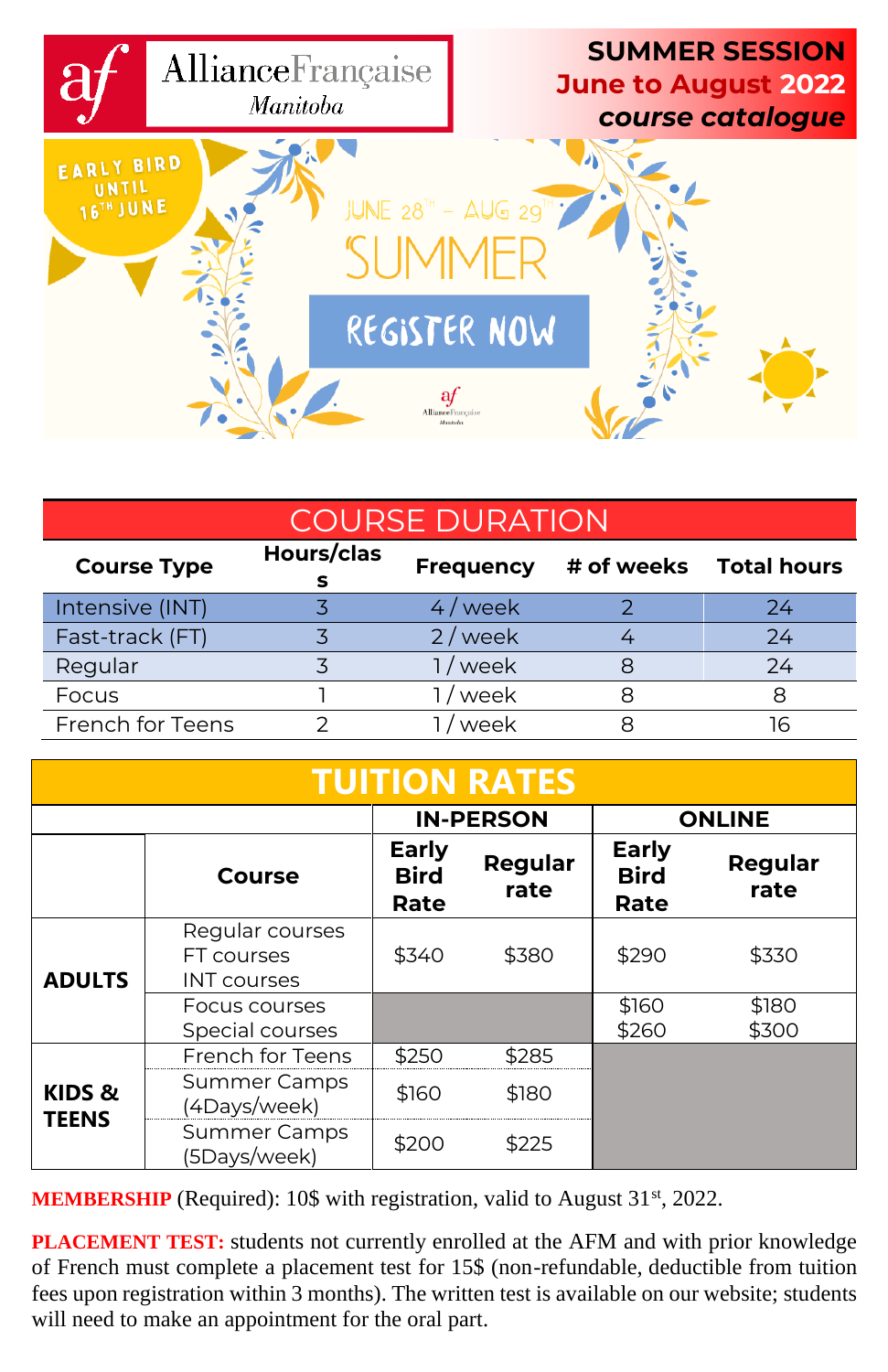Alliance Française *Manitoba*

# SUMMER SESSION

## June to August 2022

***course catalogue***

EARLY BIRD UNTIL 16TH JUNE

JUNE 28TH – AUG 29TH

SUMMER

REGISTER NOW

## COURSE DURATION

| Course Type | Hours/class | Frequency | # of weeks | Total hours |
|---|---|---|---|---|
| Intensive (INT) | 3 | 4 / week | 2 | 24 |
| Fast-track (FT) | 3 | 2 / week | 4 | 24 |
| Regular | 3 | 1 / week | 8 | 24 |
| Focus | 1 | 1 / week | 8 | 8 |
| French for Teens | 2 | 1 / week | 8 | 16 |

## TUITION RATES

| | | IN-PERSON | | ONLINE | |
|---|---|---|---|---|---|
| | Course | Early Bird Rate | Regular rate | Early Bird Rate | Regular rate |
| ADULTS | Regular courses<br>FT courses<br>INT courses | $340 | $380 | $290 | $330 |
| | Focus courses<br>Special courses | | | $160<br>$260 | $180<br>$300 |
| KIDS & TEENS | French for Teens | $250 | $285 | | |
| | Summer Camps (4Days/week) | $160 | $180 | | |
| | Summer Camps (5Days/week) | $200 | $225 | | |

**MEMBERSHIP** (Required): 10$ with registration, valid to August 31st, 2022.

**PLACEMENT TEST:** students not currently enrolled at the AFM and with prior knowledge of French must complete a placement test for 15$ (non-refundable, deductible from tuition fees upon registration within 3 months). The written test is available on our website; students will need to make an appointment for the oral part.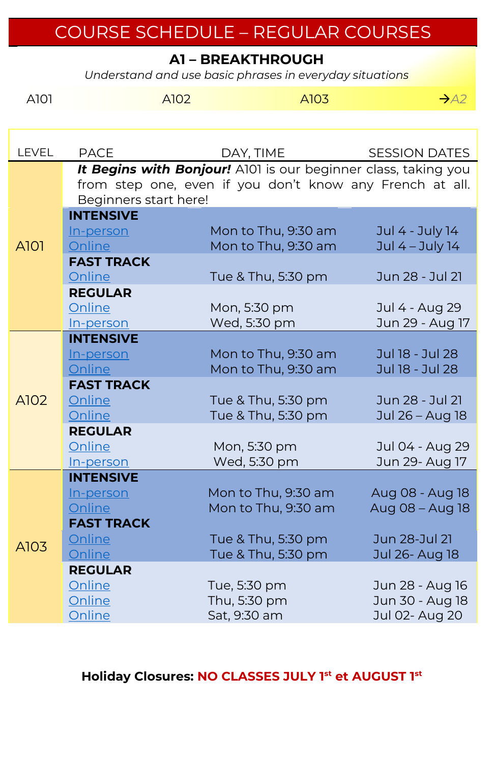# COURSE SCHEDULE – REGULAR COURSES

## A1 – BREAKTHROUGH

*Understand and use basic phrases in everyday situations*

A101 A102 A103 →*A2*

| LEVEL | PACE | DAY, TIME | SESSION DATES |
| --- | --- | --- | --- |
| A101 | ***It Begins with Bonjour!*** A101 is our beginner class, taking you from step one, even if you don't know any French at all. Beginners start here! | | |
| | **INTENSIVE** | | |
| | In-person | Mon to Thu, 9:30 am | Jul 4 - July 14 |
| | Online | Mon to Thu, 9:30 am | Jul 4 – July 14 |
| | **FAST TRACK** | | |
| | Online | Tue & Thu, 5:30 pm | Jun 28 - Jul 21 |
| | **REGULAR** | | |
| | Online | Mon, 5:30 pm | Jul 4 - Aug 29 |
| | In-person | Wed, 5:30 pm | Jun 29 - Aug 17 |
| A102 | **INTENSIVE** | | |
| | In-person | Mon to Thu, 9:30 am | Jul 18 - Jul 28 |
| | Online | Mon to Thu, 9:30 am | Jul 18 - Jul 28 |
| | **FAST TRACK** | | |
| | Online | Tue & Thu, 5:30 pm | Jun 28 - Jul 21 |
| | Online | Tue & Thu, 5:30 pm | Jul 26 – Aug 18 |
| | **REGULAR** | | |
| | Online | Mon, 5:30 pm | Jul 04 - Aug 29 |
| | In-person | Wed, 5:30 pm | Jun 29- Aug 17 |
| A103 | **INTENSIVE** | | |
| | In-person | Mon to Thu, 9:30 am | Aug 08 - Aug 18 |
| | Online | Mon to Thu, 9:30 am | Aug 08 – Aug 18 |
| | **FAST TRACK** | | |
| | Online | Tue & Thu, 5:30 pm | Jun 28-Jul 21 |
| | Online | Tue & Thu, 5:30 pm | Jul 26- Aug 18 |
| | **REGULAR** | | |
| | Online | Tue, 5:30 pm | Jun 28 - Aug 16 |
| | Online | Thu, 5:30 pm | Jun 30 - Aug 18 |
| | Online | Sat, 9:30 am | Jul 02- Aug 20 |

**Holiday Closures: NO CLASSES JULY 1st et AUGUST 1st**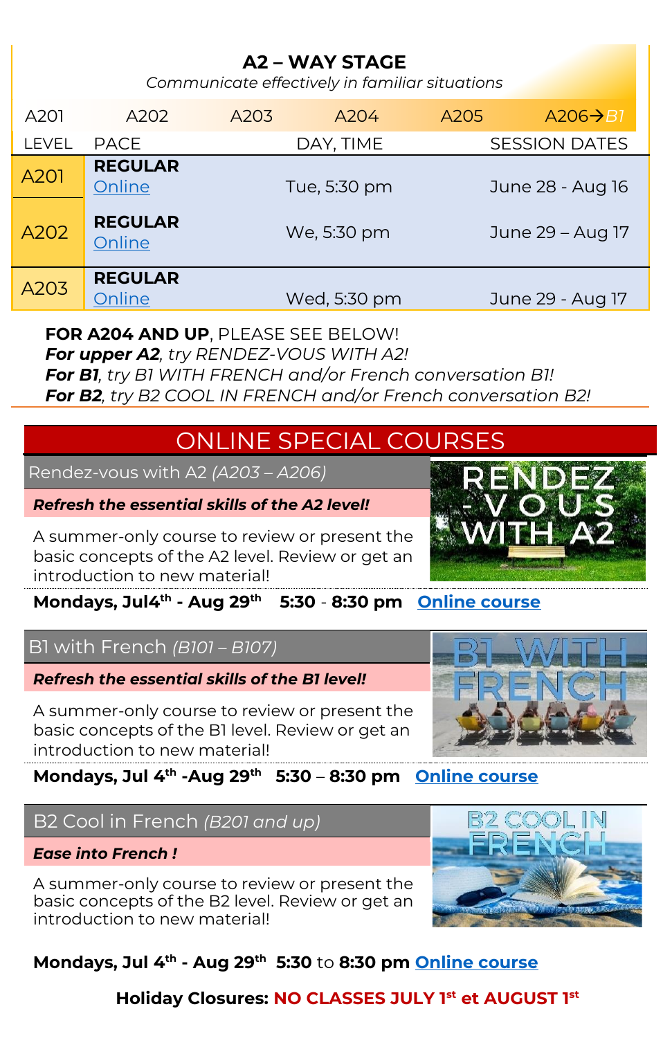## A2 – WAY STAGE

*Communicate effectively in familiar situations*

A201 | A202 | A203 | A204 | A205 | A206→*B1*

| LEVEL | PACE | DAY, TIME | SESSION DATES |
|---|---|---|---|
| A201 | **REGULAR** Online | Tue, 5:30 pm | June 28 - Aug 16 |
| A202 | **REGULAR** Online | We, 5:30 pm | June 29 – Aug 17 |
| A203 | **REGULAR** Online | Wed, 5:30 pm | June 29 - Aug 17 |

**FOR A204 AND UP**, PLEASE SEE BELOW!
***For upper A2****, try RENDEZ-VOUS WITH A2!*
***For B1****, try B1 WITH FRENCH and/or French conversation B1!*
***For B2****, try B2 COOL IN FRENCH and/or French conversation B2!*

## ONLINE SPECIAL COURSES

### Rendez-vous with A2 *(A203 – A206)*

***Refresh the essential skills of the A2 level!***

A summer-only course to review or present the basic concepts of the A2 level. Review or get an introduction to new material!

**Mondays, Jul4th - Aug 29th 5:30 - 8:30 pm** **Online course**

### B1 with French *(B101 – B107)*

***Refresh the essential skills of the B1 level!***

A summer-only course to review or present the basic concepts of the B1 level. Review or get an introduction to new material!

**Mondays, Jul 4th -Aug 29th 5:30 – 8:30 pm** **Online course**

### B2 Cool in French *(B201 and up)*

***Ease into French !***

A summer-only course to review or present the basic concepts of the B2 level. Review or get an introduction to new material!

**Mondays, Jul 4th - Aug 29th 5:30** to **8:30 pm** **Online course**

**Holiday Closures: NO CLASSES JULY 1st et AUGUST 1st**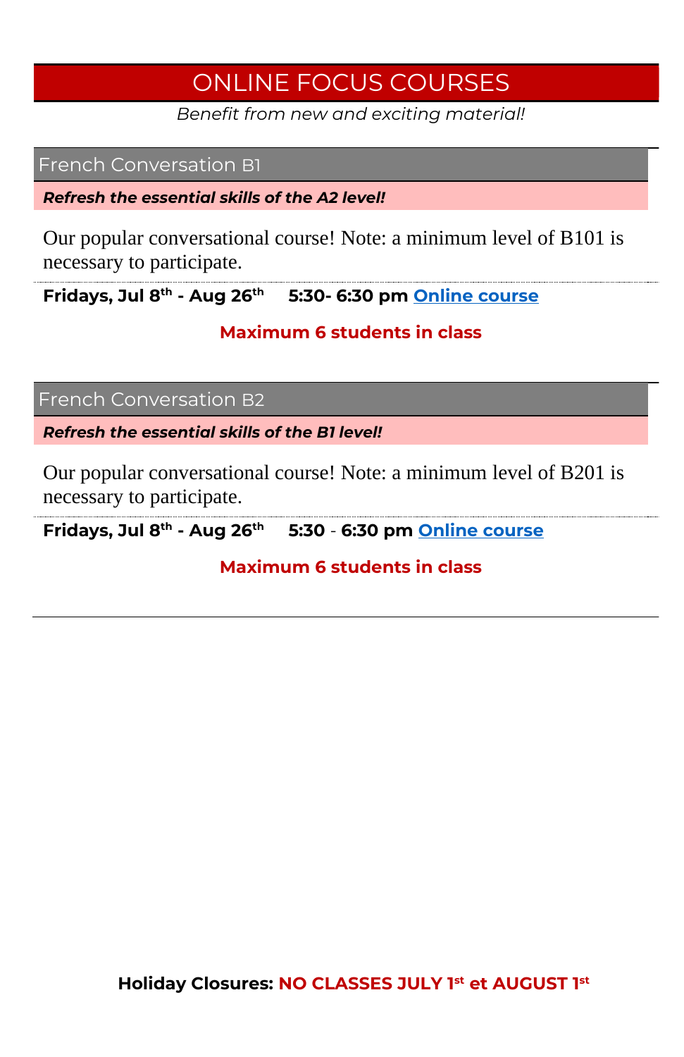# ONLINE FOCUS COURSES

*Benefit from new and exciting material!*

## French Conversation B1

***Refresh the essential skills of the A2 level!***

Our popular conversational course! Note: a minimum level of B101 is necessary to participate.

**Fridays, Jul 8th - Aug 26th 5:30- 6:30 pm Online course**

**Maximum 6 students in class**

## French Conversation B2

***Refresh the essential skills of the B1 level!***

Our popular conversational course! Note: a minimum level of B201 is necessary to participate.

**Fridays, Jul 8th - Aug 26th 5:30 - 6:30 pm Online course**

**Maximum 6 students in class**

**Holiday Closures: NO CLASSES JULY 1st et AUGUST 1st**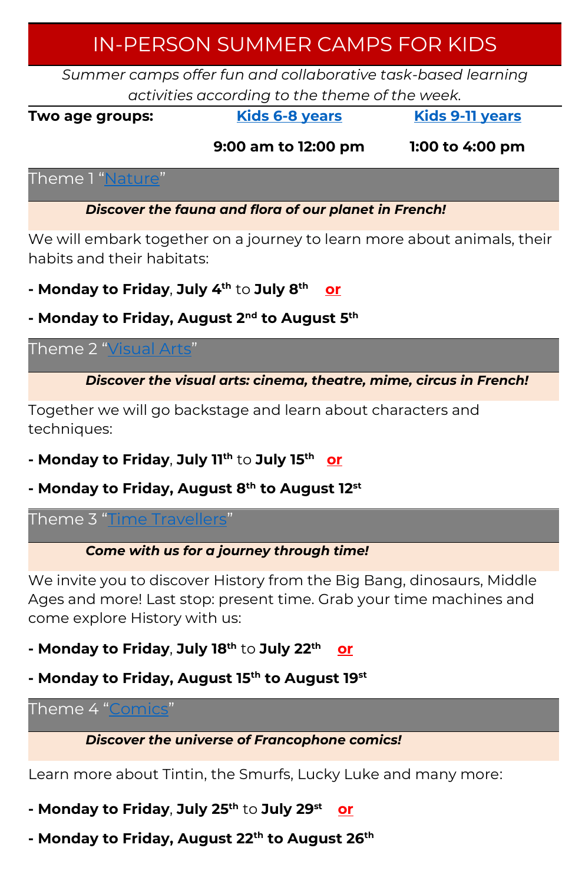# IN-PERSON SUMMER CAMPS FOR KIDS

*Summer camps offer fun and collaborative task-based learning activities according to the theme of the week.*

| **Two age groups:** | **Kids 6-8 years** | **Kids 9-11 years** |
|---|---|---|
| | **9:00 am to 12:00 pm** | **1:00 to 4:00 pm** |

## Theme 1 "Nature"

***Discover the fauna and flora of our planet in French!***

We will embark together on a journey to learn more about animals, their habits and their habitats:

- **Monday to Friday**, **July 4th** to **July 8th** **or**
- **Monday to Friday, August 2nd to August 5th**

## Theme 2 "Visual Arts"

***Discover the visual arts: cinema, theatre, mime, circus in French!***

Together we will go backstage and learn about characters and techniques:

- **Monday to Friday**, **July 11th** to **July 15th** **or**
- **Monday to Friday, August 8th to August 12st**

## Theme 3 "Time Travellers"

***Come with us for a journey through time!***

We invite you to discover History from the Big Bang, dinosaurs, Middle Ages and more! Last stop: present time. Grab your time machines and come explore History with us:

- **Monday to Friday**, **July 18th** to **July 22th** **or**
- **Monday to Friday, August 15th to August 19st**

## Theme 4 "Comics"

***Discover the universe of Francophone comics!***

Learn more about Tintin, the Smurfs, Lucky Luke and many more:

- **Monday to Friday**, **July 25th** to **July 29st** **or**
- **Monday to Friday, August 22th to August 26th**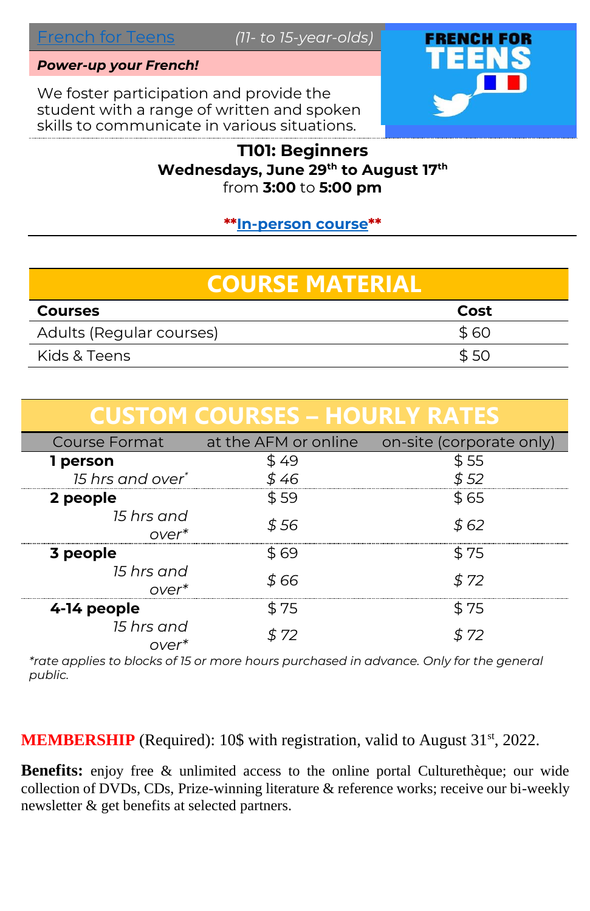French for Teens *(11- to 15-year-olds)*

***Power-up your French!***

We foster participation and provide the student with a range of written and spoken skills to communicate in various situations.

FRENCH FOR TEENS

**T101: Beginners**
**Wednesdays, June 29th to August 17th**
from **3:00** to **5:00 pm**

****In-person course****

## COURSE MATERIAL

| Courses | Cost |
|---|---|
| Adults (Regular courses) | $ 60 |
| Kids & Teens | $ 50 |

## CUSTOM COURSES – HOURLY RATES

| Course Format | at the AFM or online | on-site (corporate only) |
|---|---|---|
| **1 person** | $ 49 | $ 55 |
| *15 hrs and over** | *$ 46* | *$ 52* |
| **2 people** | $ 59 | $ 65 |
| *15 hrs and over** | *$ 56* | *$ 62* |
| **3 people** | $ 69 | $ 75 |
| *15 hrs and over** | *$ 66* | *$ 72* |
| **4-14 people** | $ 75 | $ 75 |
| *15 hrs and over** | *$ 72* | *$ 72* |

*\*rate applies to blocks of 15 or more hours purchased in advance. Only for the general public.*

**MEMBERSHIP** (Required): 10$ with registration, valid to August 31st, 2022.

**Benefits:** enjoy free & unlimited access to the online portal Culturethèque; our wide collection of DVDs, CDs, Prize-winning literature & reference works; receive our bi-weekly newsletter & get benefits at selected partners.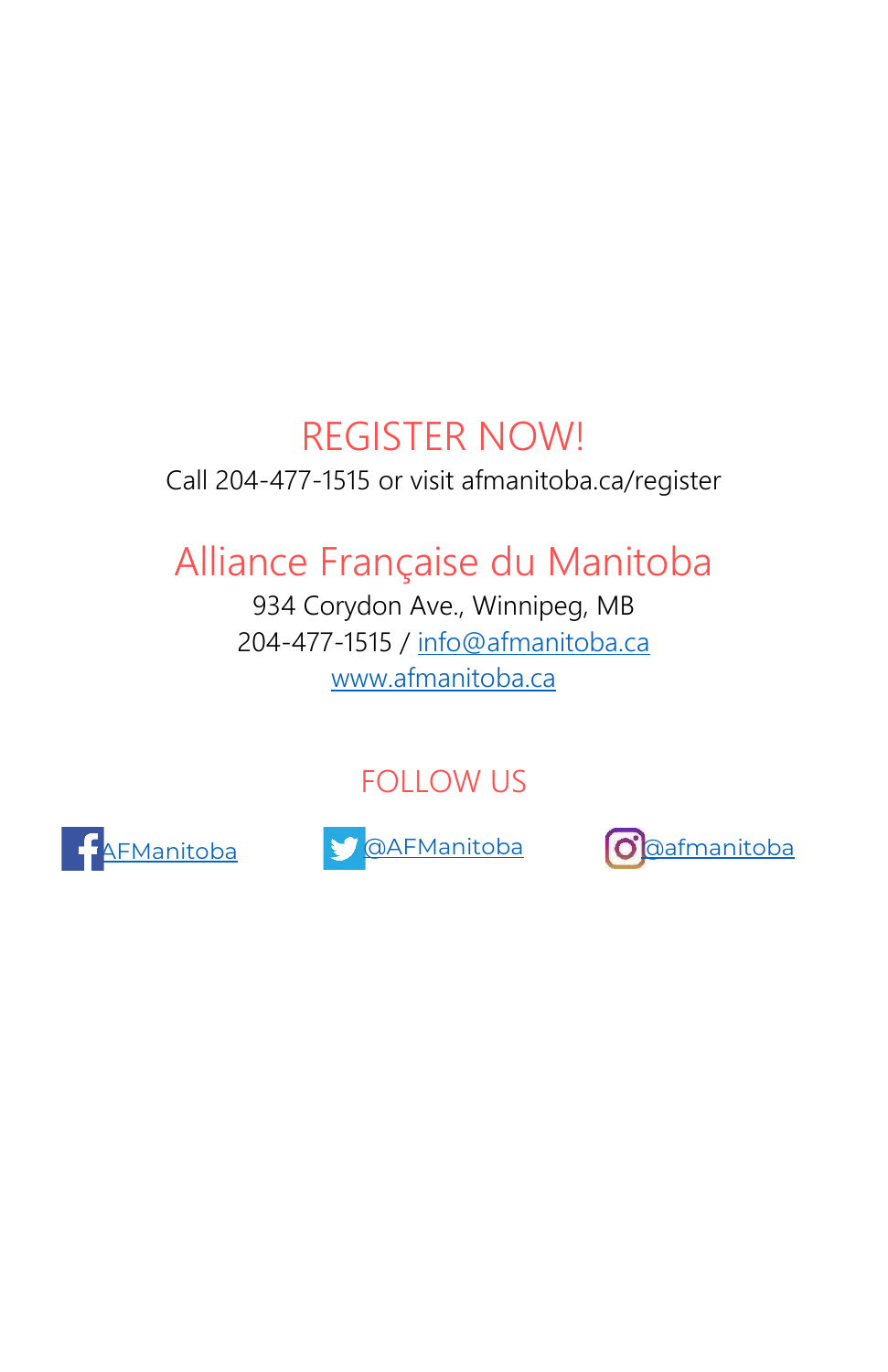## REGISTER NOW!

Call 204-477-1515 or visit afmanitoba.ca/register

## Alliance Française du Manitoba

934 Corydon Ave., Winnipeg, MB

204-477-1515 / info@afmanitoba.ca

www.afmanitoba.ca

### FOLLOW US

AFManitoba

@AFManitoba

@afmanitoba